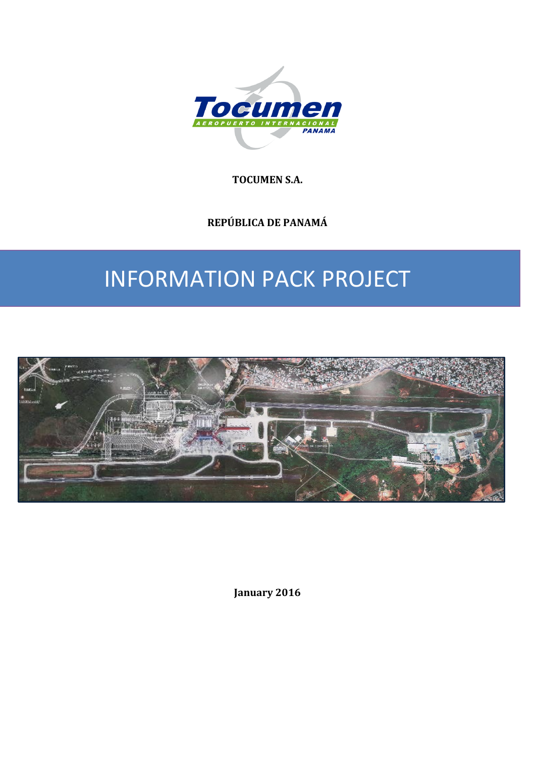Tocumen

AEROPUERTO INTERNACIONAL

PANAMA

**TOCUMEN S.A.**

**REPÚBLICA DE PANAMÁ**

# INFORMATION PACK PROJECT

**January 2016**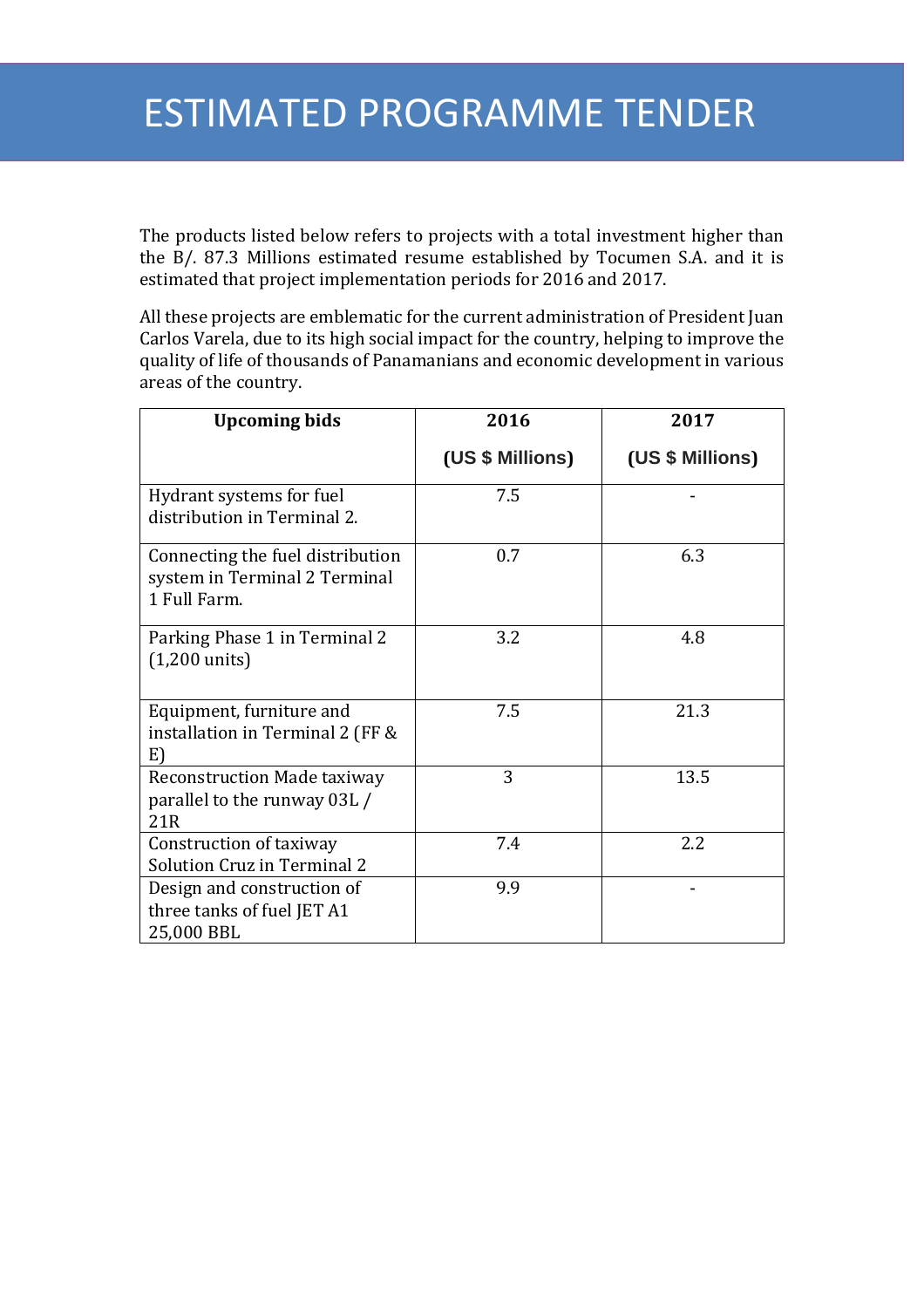# ESTIMATED PROGRAMME TENDER

The products listed below refers to projects with a total investment higher than the B/. 87.3 Millions estimated resume established by Tocumen S.A. and it is estimated that project implementation periods for 2016 and 2017.

All these projects are emblematic for the current administration of President Juan Carlos Varela, due to its high social impact for the country, helping to improve the quality of life of thousands of Panamanians and economic development in various areas of the country.

| Upcoming bids | 2016 (US $ Millions) | 2017 (US $ Millions) |
|---|---|---|
| Hydrant systems for fuel distribution in Terminal 2. | 7.5 | - |
| Connecting the fuel distribution system in Terminal 2 Terminal 1 Full Farm. | 0.7 | 6.3 |
| Parking Phase 1 in Terminal 2 (1,200 units) | 3.2 | 4.8 |
| Equipment, furniture and installation in Terminal 2 (FF & E) | 7.5 | 21.3 |
| Reconstruction Made taxiway parallel to the runway 03L / 21R | 3 | 13.5 |
| Construction of taxiway Solution Cruz in Terminal 2 | 7.4 | 2.2 |
| Design and construction of three tanks of fuel JET A1 25,000 BBL | 9.9 | - |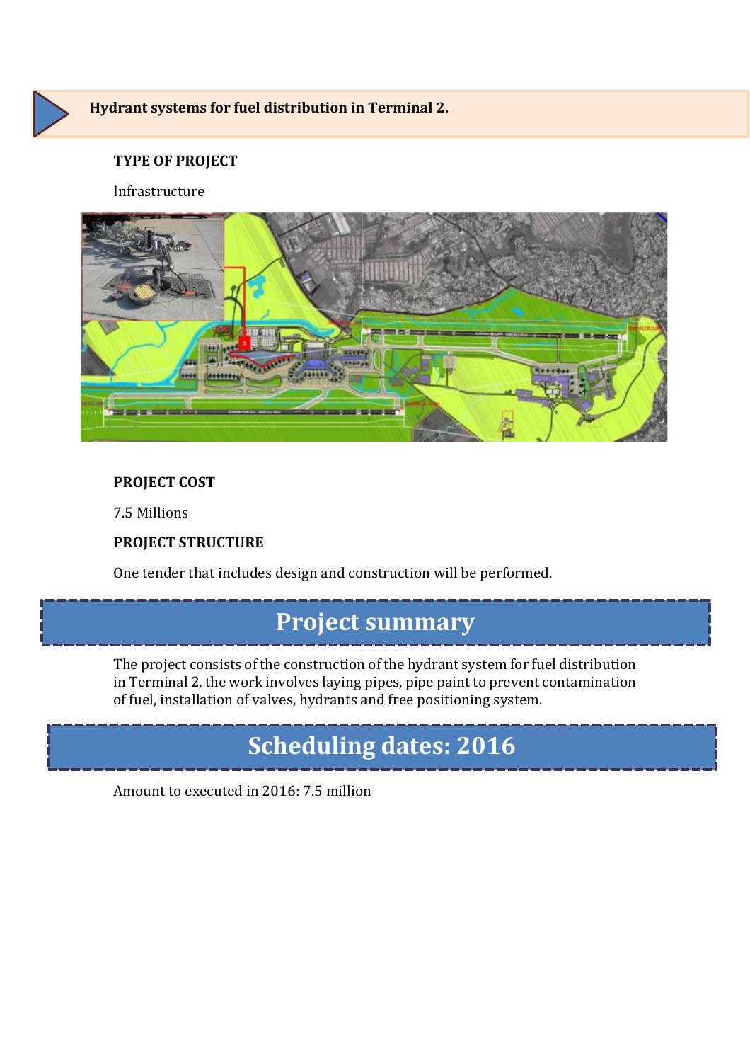### Hydrant systems for fuel distribution in Terminal 2.

**TYPE OF PROJECT**

Infrastructure

**PROJECT COST**

7.5 Millions

**PROJECT STRUCTURE**

One tender that includes design and construction will be performed.

## Project summary

The project consists of the construction of the hydrant system for fuel distribution in Terminal 2, the work involves laying pipes, pipe paint to prevent contamination of fuel, installation of valves, hydrants and free positioning system.

## Scheduling dates: 2016

Amount to executed in 2016: 7.5 million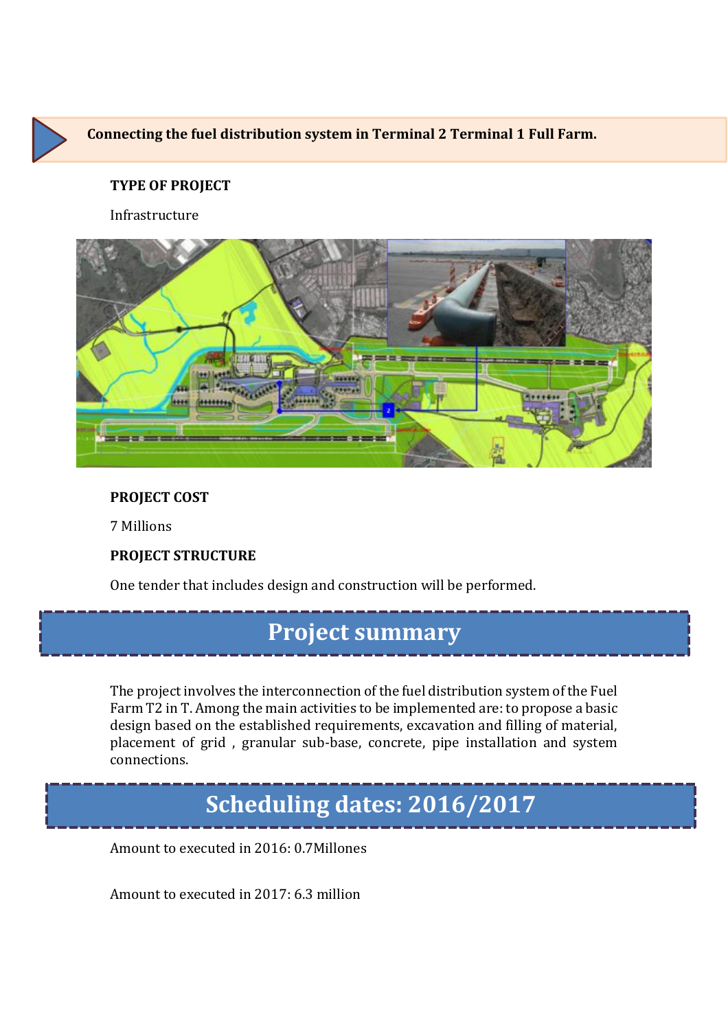## Connecting the fuel distribution system in Terminal 2 Terminal 1 Full Farm.

**TYPE OF PROJECT**

Infrastructure

**PROJECT COST**

7 Millions

**PROJECT STRUCTURE**

One tender that includes design and construction will be performed.

# Project summary

The project involves the interconnection of the fuel distribution system of the Fuel Farm T2 in T. Among the main activities to be implemented are: to propose a basic design based on the established requirements, excavation and filling of material, placement of grid , granular sub-base, concrete, pipe installation and system connections.

# Scheduling dates: 2016/2017

Amount to executed in 2016: 0.7Millones

Amount to executed in 2017: 6.3 million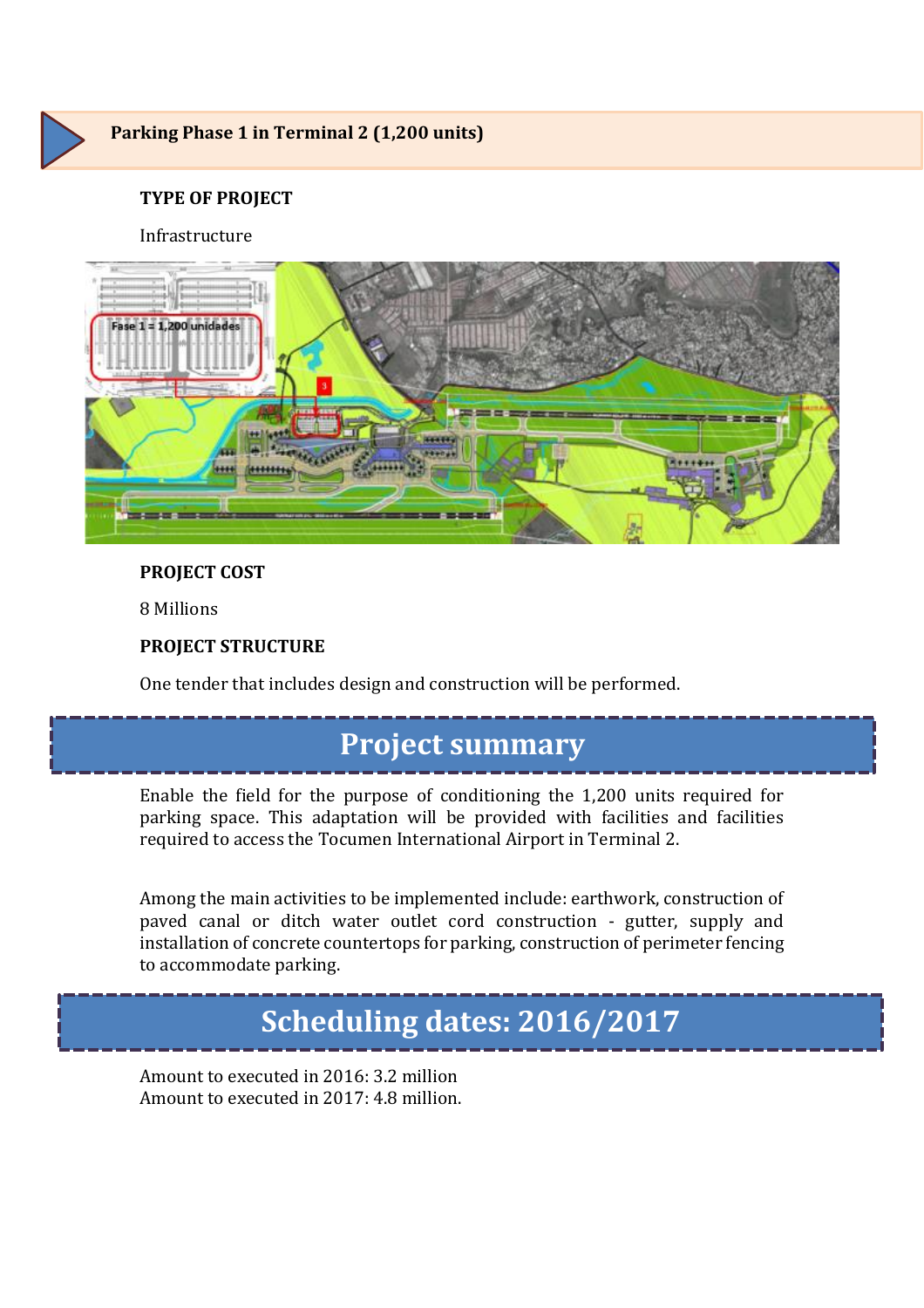## Parking Phase 1 in Terminal 2 (1,200 units)

**TYPE OF PROJECT**

Infrastructure

**PROJECT COST**

8 Millions

**PROJECT STRUCTURE**

One tender that includes design and construction will be performed.

# Project summary

Enable the field for the purpose of conditioning the 1,200 units required for parking space. This adaptation will be provided with facilities and facilities required to access the Tocumen International Airport in Terminal 2.

Among the main activities to be implemented include: earthwork, construction of paved canal or ditch water outlet cord construction - gutter, supply and installation of concrete countertops for parking, construction of perimeter fencing to accommodate parking.

# Scheduling dates: 2016/2017

Amount to executed in 2016: 3.2 million
Amount to executed in 2017: 4.8 million.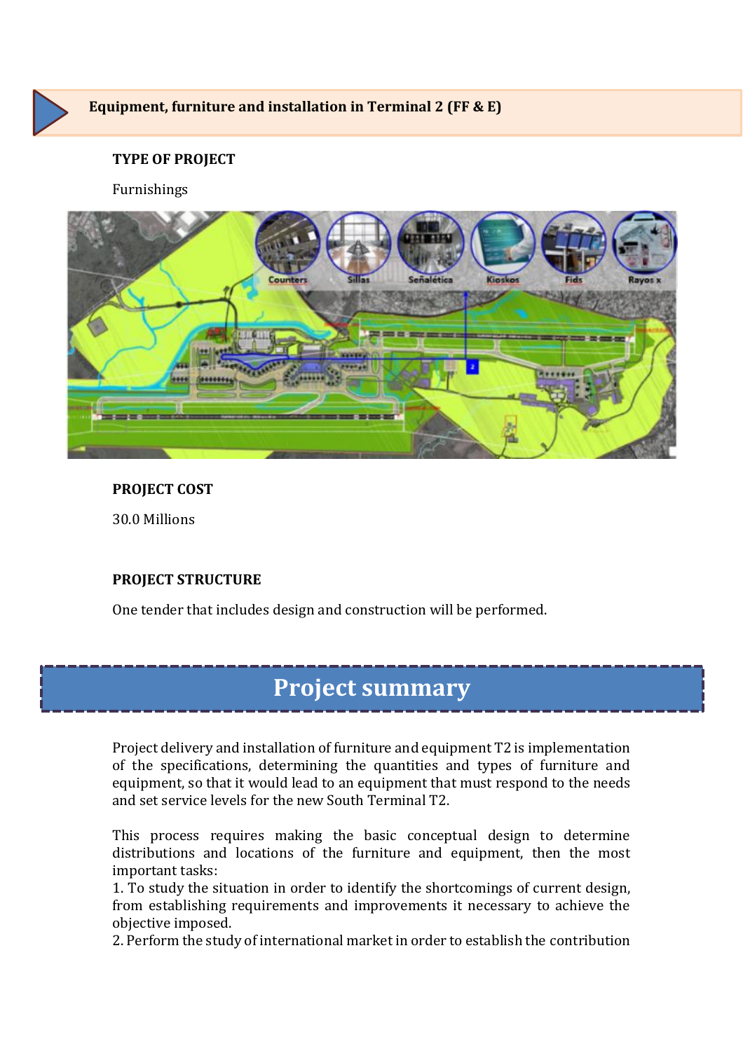## Equipment, furniture and installation in Terminal 2 (FF & E)

**TYPE OF PROJECT**

Furnishings

**PROJECT COST**

30.0 Millions

**PROJECT STRUCTURE**

One tender that includes design and construction will be performed.

# Project summary

Project delivery and installation of furniture and equipment T2 is implementation of the specifications, determining the quantities and types of furniture and equipment, so that it would lead to an equipment that must respond to the needs and set service levels for the new South Terminal T2.

This process requires making the basic conceptual design to determine distributions and locations of the furniture and equipment, then the most important tasks:

1. To study the situation in order to identify the shortcomings of current design, from establishing requirements and improvements it necessary to achieve the objective imposed.
2. Perform the study of international market in order to establish the contribution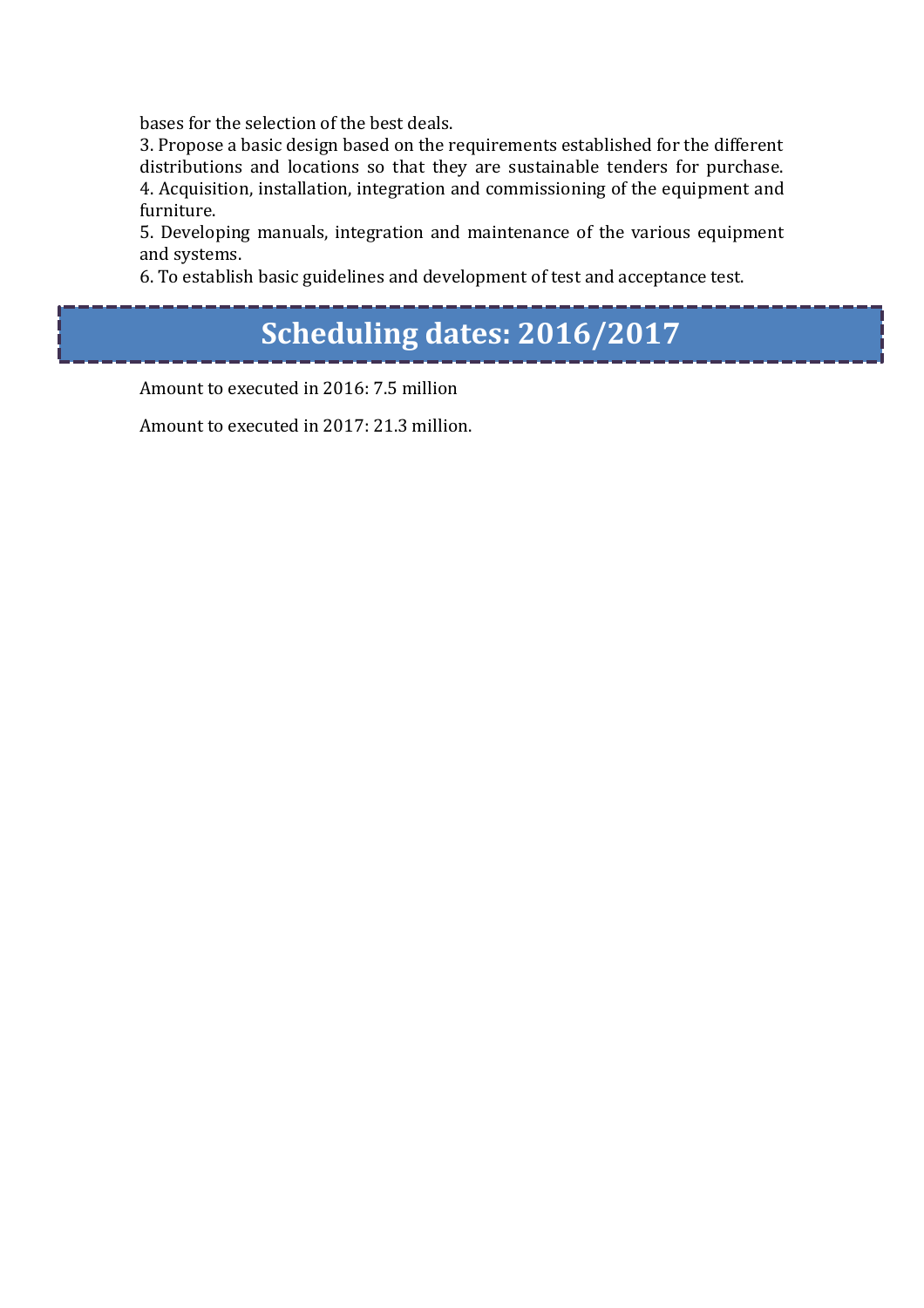bases for the selection of the best deals.

3. Propose a basic design based on the requirements established for the different distributions and locations so that they are sustainable tenders for purchase.

4. Acquisition, installation, integration and commissioning of the equipment and furniture.

5. Developing manuals, integration and maintenance of the various equipment and systems.

6. To establish basic guidelines and development of test and acceptance test.

## Scheduling dates: 2016/2017

Amount to executed in 2016: 7.5 million

Amount to executed in 2017: 21.3 million.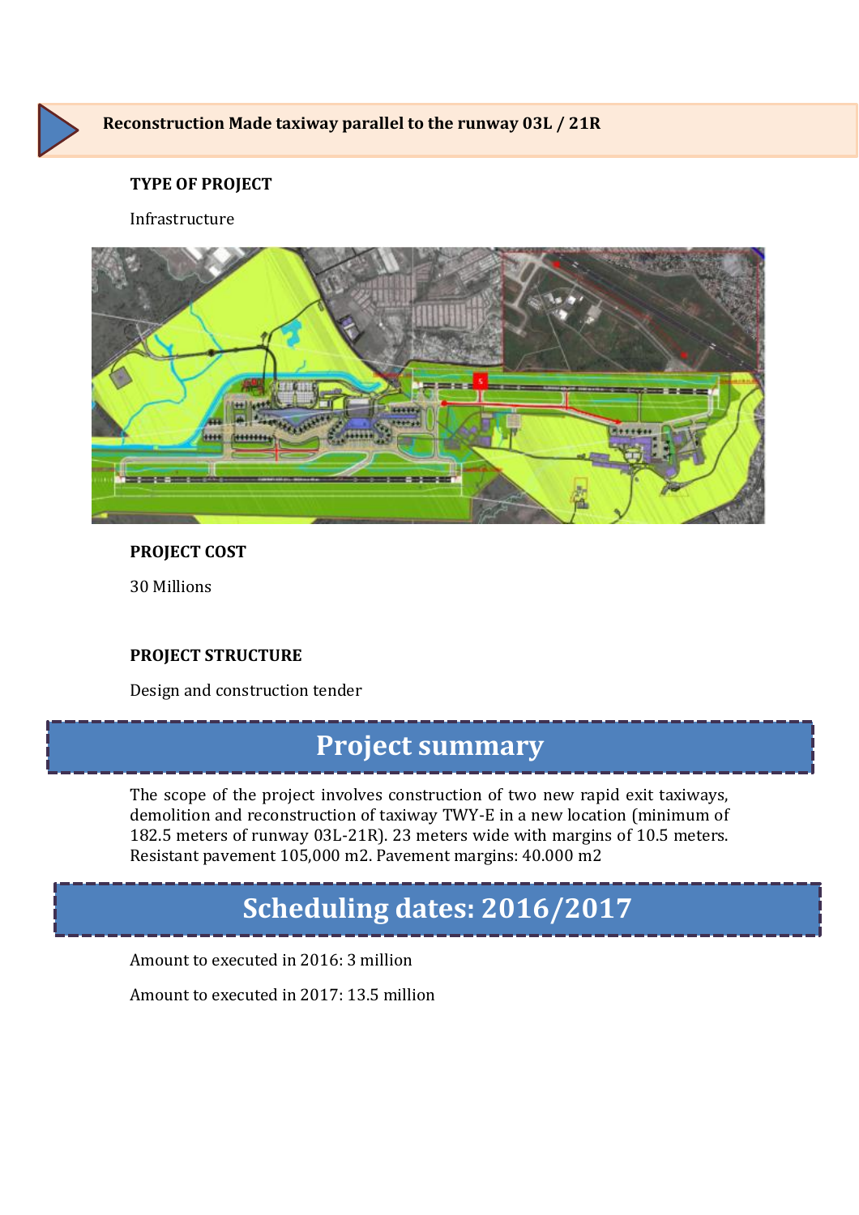## Reconstruction Made taxiway parallel to the runway 03L / 21R

**TYPE OF PROJECT**

Infrastructure

**PROJECT COST**

30 Millions

**PROJECT STRUCTURE**

Design and construction tender

## Project summary

The scope of the project involves construction of two new rapid exit taxiways, demolition and reconstruction of taxiway TWY-E in a new location (minimum of 182.5 meters of runway 03L-21R). 23 meters wide with margins of 10.5 meters. Resistant pavement 105,000 m2. Pavement margins: 40.000 m2

## Scheduling dates: 2016/2017

Amount to executed in 2016: 3 million

Amount to executed in 2017: 13.5 million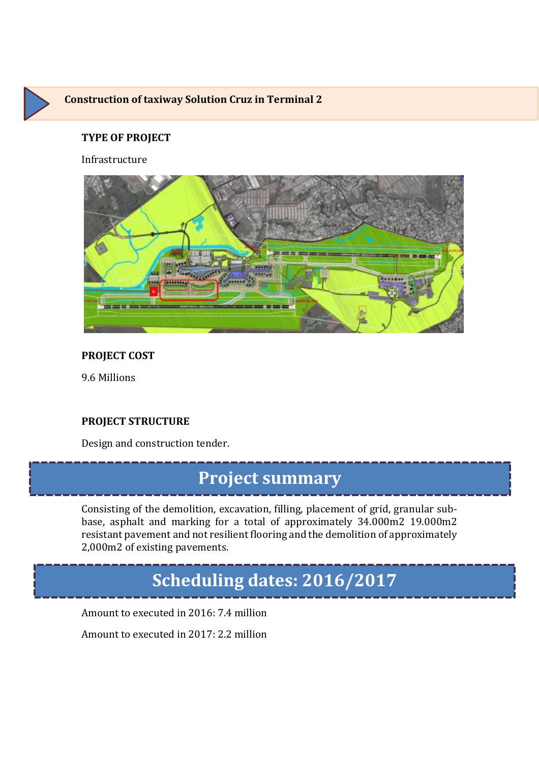## Construction of taxiway Solution Cruz in Terminal 2

**TYPE OF PROJECT**

Infrastructure

**PROJECT COST**

9.6 Millions

**PROJECT STRUCTURE**

Design and construction tender.

# Project summary

Consisting of the demolition, excavation, filling, placement of grid, granular sub-base, asphalt and marking for a total of approximately 34.000m2 19.000m2 resistant pavement and not resilient flooring and the demolition of approximately 2,000m2 of existing pavements.

# Scheduling dates: 2016/2017

Amount to executed in 2016: 7.4 million

Amount to executed in 2017: 2.2 million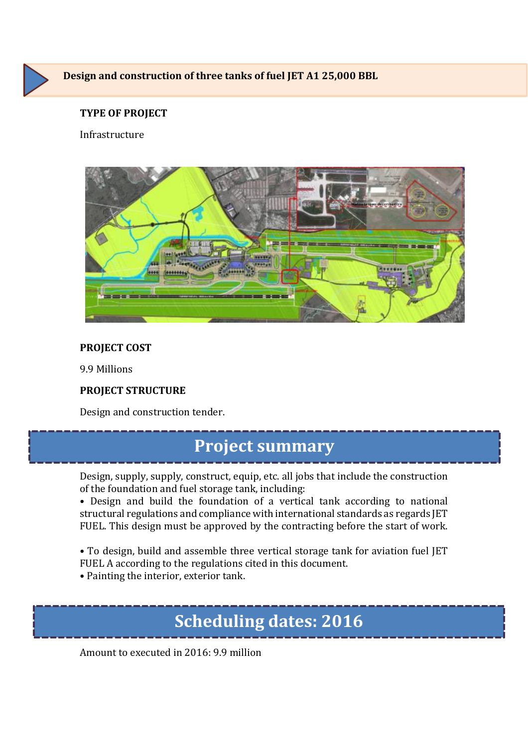## Design and construction of three tanks of fuel JET A1 25,000 BBL

**TYPE OF PROJECT**

Infrastructure

**PROJECT COST**

9.9 Millions

**PROJECT STRUCTURE**

Design and construction tender.

# Project summary

Design, supply, supply, construct, equip, etc. all jobs that include the construction of the foundation and fuel storage tank, including:

- Design and build the foundation of a vertical tank according to national structural regulations and compliance with international standards as regards JET FUEL. This design must be approved by the contracting before the start of work.

- To design, build and assemble three vertical storage tank for aviation fuel JET FUEL A according to the regulations cited in this document.
- Painting the interior, exterior tank.

# Scheduling dates: 2016

Amount to executed in 2016: 9.9 million